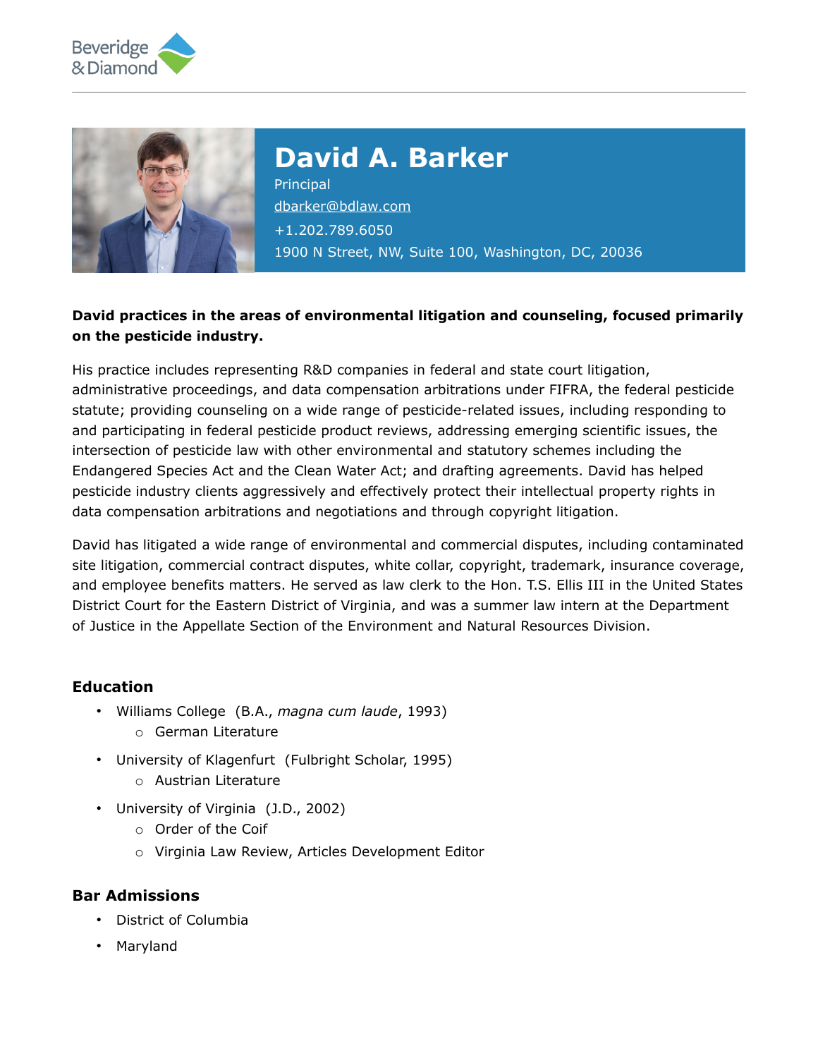BeverIdge & Diamond

# David A. Barker

Principal

dbarker@bdlaw.com

+1.202.789.6050

1900 N Street, NW, Suite 100, Washington, DC, 20036

**David practices in the areas of environmental litigation and counseling, focused primarily on the pesticide industry.**

His practice includes representing R&D companies in federal and state court litigation, administrative proceedings, and data compensation arbitrations under FIFRA, the federal pesticide statute; providing counseling on a wide range of pesticide-related issues, including responding to and participating in federal pesticide product reviews, addressing emerging scientific issues, the intersection of pesticide law with other environmental and statutory schemes including the Endangered Species Act and the Clean Water Act; and drafting agreements. David has helped pesticide industry clients aggressively and effectively protect their intellectual property rights in data compensation arbitrations and negotiations and through copyright litigation.

David has litigated a wide range of environmental and commercial disputes, including contaminated site litigation, commercial contract disputes, white collar, copyright, trademark, insurance coverage, and employee benefits matters. He served as law clerk to the Hon. T.S. Ellis III in the United States District Court for the Eastern District of Virginia, and was a summer law intern at the Department of Justice in the Appellate Section of the Environment and Natural Resources Division.

## Education

- Williams College (B.A., *magna cum laude*, 1993)
  - German Literature
- University of Klagenfurt (Fulbright Scholar, 1995)
  - Austrian Literature
- University of Virginia (J.D., 2002)
  - Order of the Coif
  - Virginia Law Review, Articles Development Editor

## Bar Admissions

- District of Columbia
- Maryland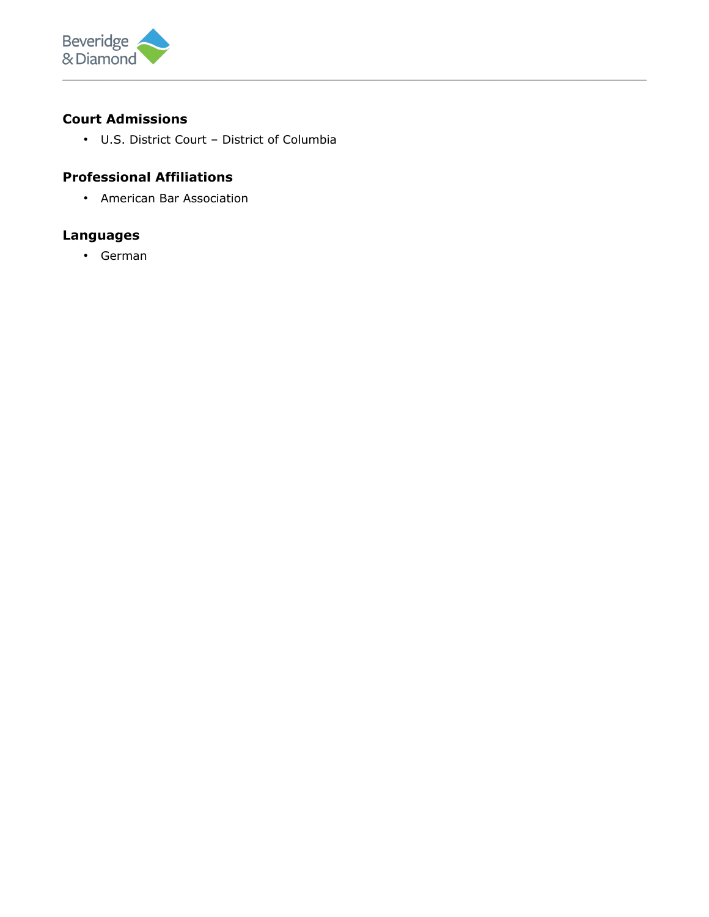### Court Admissions

- U.S. District Court – District of Columbia

### Professional Affiliations

- American Bar Association

### Languages

- German